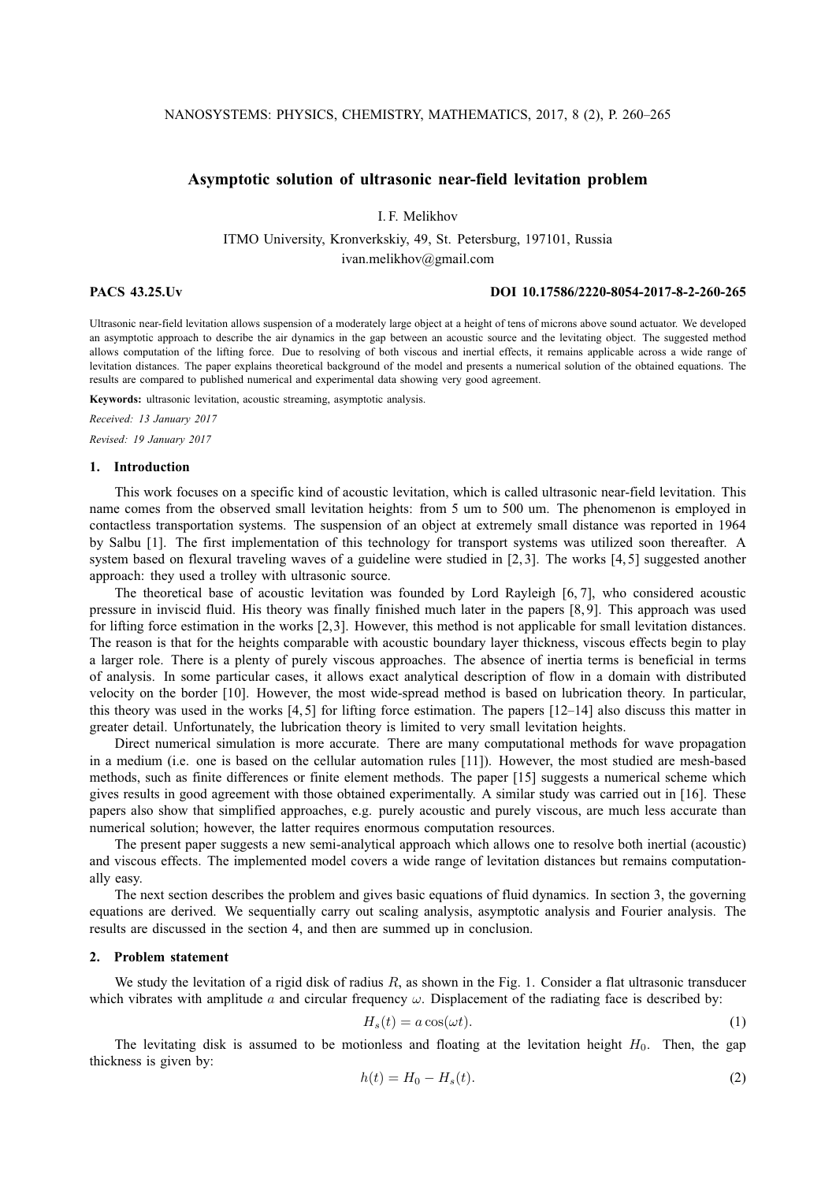# Asymptotic solution of ultrasonic near-field levitation problem

I. F. Melikhov

ITMO University, Kronverkskiy, 49, St. Petersburg, 197101, Russia
ivan.melikhov@gmail.com

**PACS 43.25.Uv** **DOI 10.17586/2220-8054-2017-8-2-260-265**

Ultrasonic near-field levitation allows suspension of a moderately large object at a height of tens of microns above sound actuator. We developed an asymptotic approach to describe the air dynamics in the gap between an acoustic source and the levitating object. The suggested method allows computation of the lifting force. Due to resolving of both viscous and inertial effects, it remains applicable across a wide range of levitation distances. The paper explains theoretical background of the model and presents a numerical solution of the obtained equations. The results are compared to published numerical and experimental data showing very good agreement.

**Keywords:** ultrasonic levitation, acoustic streaming, asymptotic analysis.

*Received: 13 January 2017*

*Revised: 19 January 2017*

## 1. Introduction

This work focuses on a specific kind of acoustic levitation, which is called ultrasonic near-field levitation. This name comes from the observed small levitation heights: from 5 um to 500 um. The phenomenon is employed in contactless transportation systems. The suspension of an object at extremely small distance was reported in 1964 by Salbu [1]. The first implementation of this technology for transport systems was utilized soon thereafter. A system based on flexural traveling waves of a guideline were studied in [2,3]. The works [4,5] suggested another approach: they used a trolley with ultrasonic source.

The theoretical base of acoustic levitation was founded by Lord Rayleigh [6,7], who considered acoustic pressure in inviscid fluid. His theory was finally finished much later in the papers [8,9]. This approach was used for lifting force estimation in the works [2,3]. However, this method is not applicable for small levitation distances. The reason is that for the heights comparable with acoustic boundary layer thickness, viscous effects begin to play a larger role. There is a plenty of purely viscous approaches. The absence of inertia terms is beneficial in terms of analysis. In some particular cases, it allows exact analytical description of flow in a domain with distributed velocity on the border [10]. However, the most wide-spread method is based on lubrication theory. In particular, this theory was used in the works [4,5] for lifting force estimation. The papers [12–14] also discuss this matter in greater detail. Unfortunately, the lubrication theory is limited to very small levitation heights.

Direct numerical simulation is more accurate. There are many computational methods for wave propagation in a medium (i.e. one is based on the cellular automation rules [11]). However, the most studied are mesh-based methods, such as finite differences or finite element methods. The paper [15] suggests a numerical scheme which gives results in good agreement with those obtained experimentally. A similar study was carried out in [16]. These papers also show that simplified approaches, e.g. purely acoustic and purely viscous, are much less accurate than numerical solution; however, the latter requires enormous computation resources.

The present paper suggests a new semi-analytical approach which allows one to resolve both inertial (acoustic) and viscous effects. The implemented model covers a wide range of levitation distances but remains computationally easy.

The next section describes the problem and gives basic equations of fluid dynamics. In section 3, the governing equations are derived. We sequentially carry out scaling analysis, asymptotic analysis and Fourier analysis. The results are discussed in the section 4, and then are summed up in conclusion.

## 2. Problem statement

We study the levitation of a rigid disk of radius $R$, as shown in the Fig. 1. Consider a flat ultrasonic transducer which vibrates with amplitude $a$ and circular frequency $\omega$. Displacement of the radiating face is described by:

$$H_s(t) = a\cos(\omega t). \tag{1}$$

The levitating disk is assumed to be motionless and floating at the levitation height $H_0$. Then, the gap thickness is given by:

$$h(t) = H_0 - H_s(t). \tag{2}$$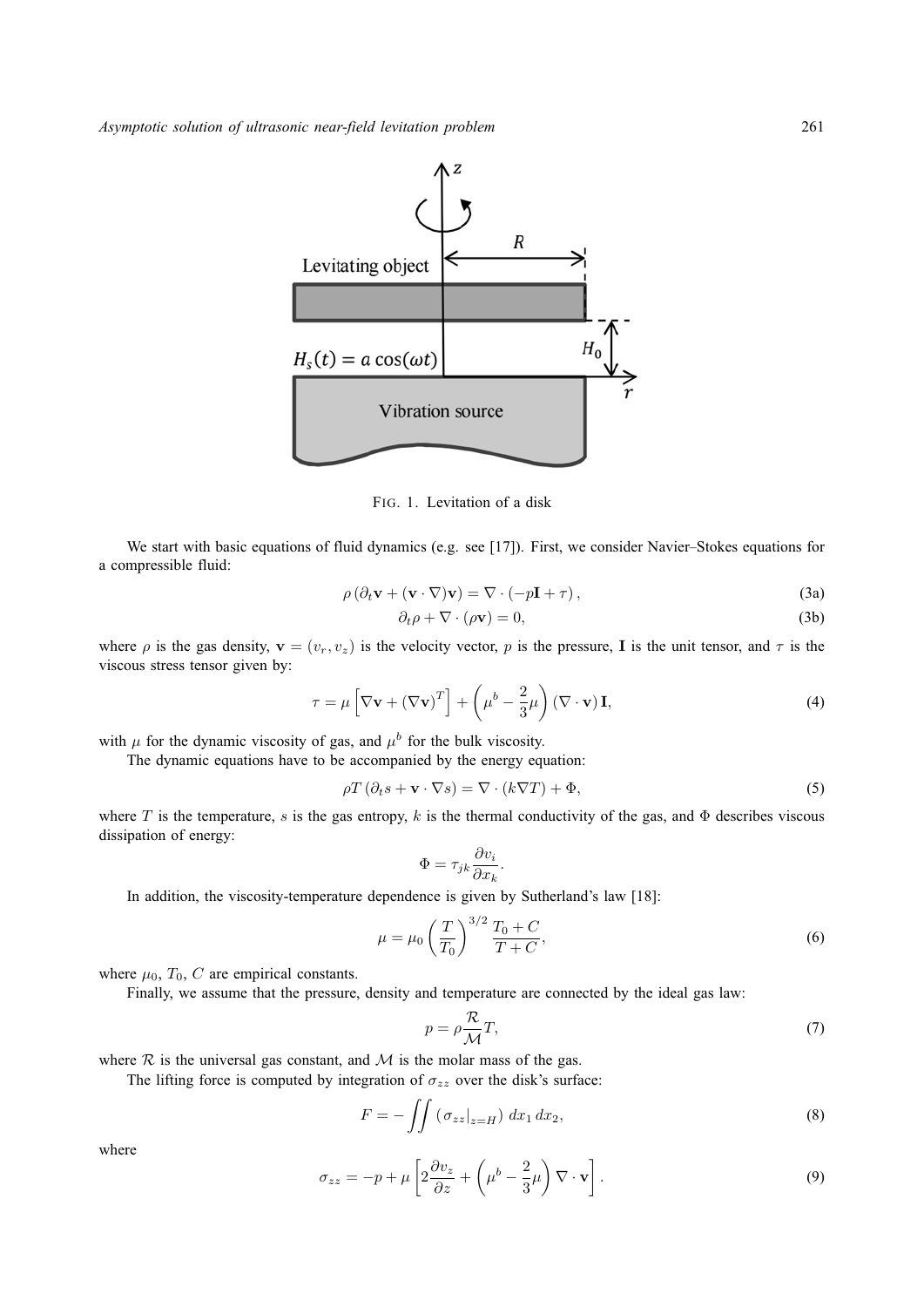Levitating object

$R$

$z$

$H_s(t) = a\cos(\omega t)$

$H_0$

$r$

Vibration source

FIG. 1. Levitation of a disk

We start with basic equations of fluid dynamics (e.g. see [17]). First, we consider Navier–Stokes equations for a compressible fluid:

$$\rho\left(\partial_t \mathbf{v} + (\mathbf{v}\cdot\nabla)\mathbf{v}\right) = \nabla\cdot\left(-p\mathbf{I} + \tau\right), \tag{3a}$$

$$\partial_t \rho + \nabla\cdot(\rho\mathbf{v}) = 0, \tag{3b}$$

where $\rho$ is the gas density, $\mathbf{v} = (v_r, v_z)$ is the velocity vector, $p$ is the pressure, $\mathbf{I}$ is the unit tensor, and $\tau$ is the viscous stress tensor given by:

$$\tau = \mu\left[\nabla\mathbf{v} + (\nabla\mathbf{v})^T\right] + \left(\mu^b - \frac{2}{3}\mu\right)(\nabla\cdot\mathbf{v})\,\mathbf{I}, \tag{4}$$

with $\mu$ for the dynamic viscosity of gas, and $\mu^b$ for the bulk viscosity.

The dynamic equations have to be accompanied by the energy equation:

$$\rho T\left(\partial_t s + \mathbf{v}\cdot\nabla s\right) = \nabla\cdot(k\nabla T) + \Phi, \tag{5}$$

where $T$ is the temperature, $s$ is the gas entropy, $k$ is the thermal conductivity of the gas, and $\Phi$ describes viscous dissipation of energy:

$$\Phi = \tau_{jk}\frac{\partial v_i}{\partial x_k}.$$

In addition, the viscosity-temperature dependence is given by Sutherland's law [18]:

$$\mu = \mu_0\left(\frac{T}{T_0}\right)^{3/2}\frac{T_0 + C}{T + C}, \tag{6}$$

where $\mu_0$, $T_0$, $C$ are empirical constants.

Finally, we assume that the pressure, density and temperature are connected by the ideal gas law:

$$p = \rho\frac{\mathcal{R}}{\mathcal{M}}T, \tag{7}$$

where $\mathcal{R}$ is the universal gas constant, and $\mathcal{M}$ is the molar mass of the gas.

The lifting force is computed by integration of $\sigma_{zz}$ over the disk's surface:

$$F = -\iint\left(\sigma_{zz}|_{z=H}\right)\,dx_1\,dx_2, \tag{8}$$

where

$$\sigma_{zz} = -p + \mu\left[2\frac{\partial v_z}{\partial z} + \left(\mu^b - \frac{2}{3}\mu\right)\nabla\cdot\mathbf{v}\right]. \tag{9}$$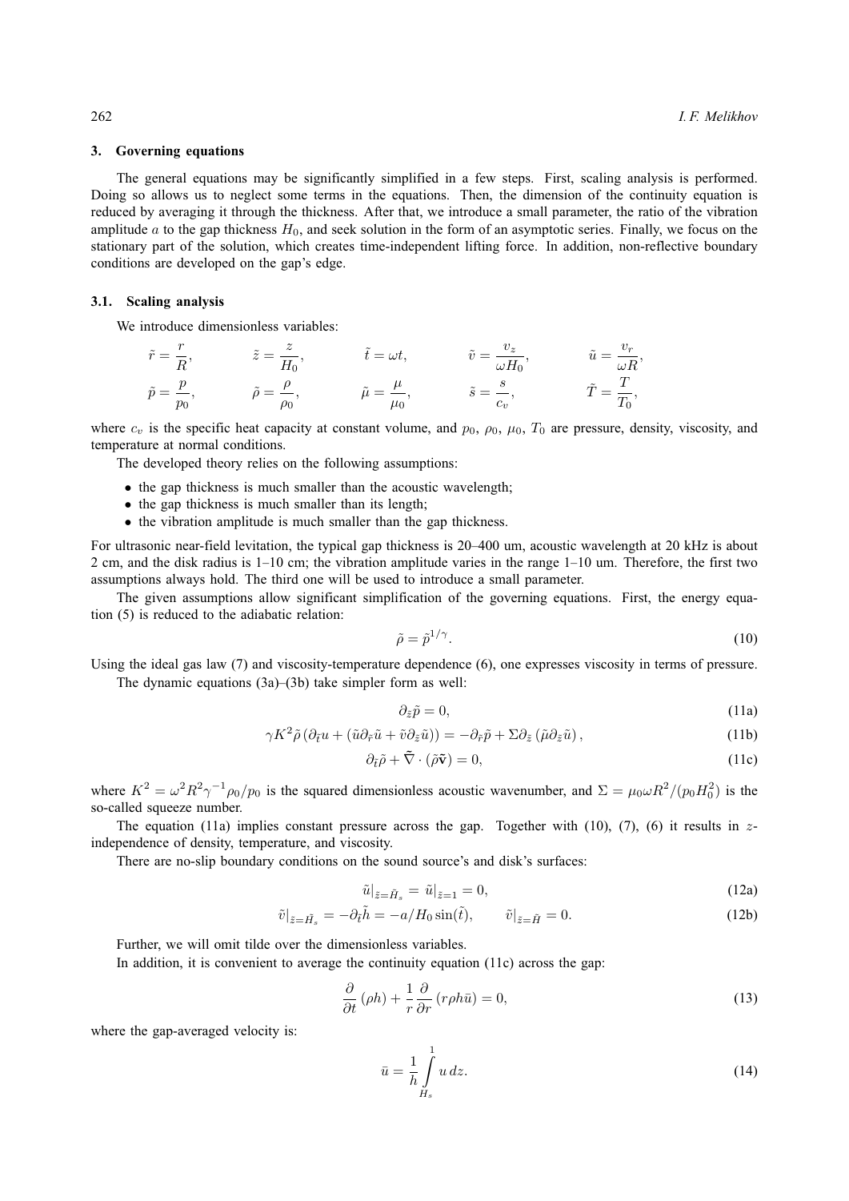### 3. Governing equations

The general equations may be significantly simplified in a few steps. First, scaling analysis is performed. Doing so allows us to neglect some terms in the equations. Then, the dimension of the continuity equation is reduced by averaging it through the thickness. After that, we introduce a small parameter, the ratio of the vibration amplitude $a$ to the gap thickness $H_0$, and seek solution in the form of an asymptotic series. Finally, we focus on the stationary part of the solution, which creates time-independent lifting force. In addition, non-reflective boundary conditions are developed on the gap's edge.

#### 3.1. Scaling analysis

We introduce dimensionless variables:

$$\tilde{r} = \frac{r}{R}, \qquad \tilde{z} = \frac{z}{H_0}, \qquad \tilde{t} = \omega t, \qquad \tilde{v} = \frac{v_z}{\omega H_0}, \qquad \tilde{u} = \frac{v_r}{\omega R},$$
$$\tilde{p} = \frac{p}{p_0}, \qquad \tilde{\rho} = \frac{\rho}{\rho_0}, \qquad \tilde{\mu} = \frac{\mu}{\mu_0}, \qquad \tilde{s} = \frac{s}{c_v}, \qquad \tilde{T} = \frac{T}{T_0},$$

where $c_v$ is the specific heat capacity at constant volume, and $p_0$, $\rho_0$, $\mu_0$, $T_0$ are pressure, density, viscosity, and temperature at normal conditions.

The developed theory relies on the following assumptions:

- the gap thickness is much smaller than the acoustic wavelength;
- the gap thickness is much smaller than its length;
- the vibration amplitude is much smaller than the gap thickness.

For ultrasonic near-field levitation, the typical gap thickness is 20–400 um, acoustic wavelength at 20 kHz is about 2 cm, and the disk radius is 1–10 cm; the vibration amplitude varies in the range 1–10 um. Therefore, the first two assumptions always hold. The third one will be used to introduce a small parameter.

The given assumptions allow significant simplification of the governing equations. First, the energy equation (5) is reduced to the adiabatic relation:

$$\tilde{\rho} = \tilde{p}^{1/\gamma}. \tag{10}$$

Using the ideal gas law (7) and viscosity-temperature dependence (6), one expresses viscosity in terms of pressure.

The dynamic equations (3a)–(3b) take simpler form as well:

$$\partial_{\tilde{z}} \tilde{p} = 0, \tag{11a}$$

$$\gamma K^2 \tilde{\rho} \left( \partial_{\tilde{t}} u + (\tilde{u} \partial_{\tilde{r}} \tilde{u} + \tilde{v} \partial_{\tilde{z}} \tilde{u}) \right) = -\partial_{\tilde{r}} \tilde{p} + \Sigma \partial_{\tilde{z}} \left( \tilde{\mu} \partial_{\tilde{z}} \tilde{u} \right), \tag{11b}$$

$$\partial_{\tilde{t}} \tilde{\rho} + \tilde{\nabla} \cdot (\tilde{\rho} \tilde{\mathbf{v}}) = 0, \tag{11c}$$

where $K^2 = \omega^2 R^2 \gamma^{-1} \rho_0 / p_0$ is the squared dimensionless acoustic wavenumber, and $\Sigma = \mu_0 \omega R^2 / (p_0 H_0^2)$ is the so-called squeeze number.

The equation (11a) implies constant pressure across the gap. Together with (10), (7), (6) it results in $z$-independence of density, temperature, and viscosity.

There are no-slip boundary conditions on the sound source's and disk's surfaces:

$$\tilde{u}|_{\tilde{z} = \tilde{H}_s} = \tilde{u}|_{\tilde{z}=1} = 0, \tag{12a}$$

$$\tilde{v}|_{\tilde{z} = \tilde{H}_s} = -\partial_{\tilde{t}} \tilde{h} = -a/H_0 \sin(\tilde{t}), \qquad \tilde{v}|_{\tilde{z} = \tilde{H}} = 0. \tag{12b}$$

Further, we will omit tilde over the dimensionless variables.

In addition, it is convenient to average the continuity equation (11c) across the gap:

$$\frac{\partial}{\partial t} (\rho h) + \frac{1}{r} \frac{\partial}{\partial r} (r \rho h \bar{u}) = 0, \tag{13}$$

where the gap-averaged velocity is:

$$\bar{u} = \frac{1}{h} \int_{H_s}^{1} u \, dz. \tag{14}$$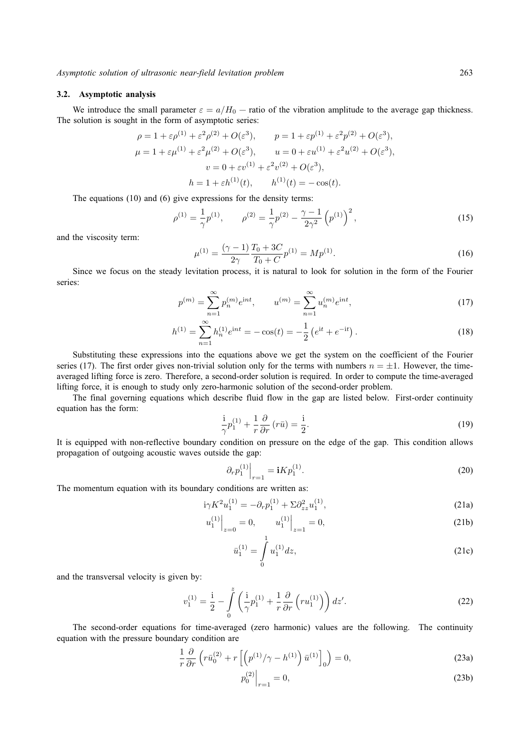### 3.2. Asymptotic analysis

We introduce the small parameter $\varepsilon = a/H_0$ — ratio of the vibration amplitude to the average gap thickness. The solution is sought in the form of asymptotic series:

$$\rho = 1 + \varepsilon\rho^{(1)} + \varepsilon^2\rho^{(2)} + O(\varepsilon^3), \qquad p = 1 + \varepsilon p^{(1)} + \varepsilon^2 p^{(2)} + O(\varepsilon^3),$$

$$\mu = 1 + \varepsilon\mu^{(1)} + \varepsilon^2\mu^{(2)} + O(\varepsilon^3), \qquad u = 0 + \varepsilon u^{(1)} + \varepsilon^2 u^{(2)} + O(\varepsilon^3),$$

$$v = 0 + \varepsilon v^{(1)} + \varepsilon^2 v^{(2)} + O(\varepsilon^3),$$

$$h = 1 + \varepsilon h^{(1)}(t), \qquad h^{(1)}(t) = -\cos(t).$$

The equations (10) and (6) give expressions for the density terms:

$$\rho^{(1)} = \frac{1}{\gamma}p^{(1)}, \qquad \rho^{(2)} = \frac{1}{\gamma}p^{(2)} - \frac{\gamma - 1}{2\gamma^2}\left(p^{(1)}\right)^2, \tag{15}$$

and the viscosity term:

$$\mu^{(1)} = \frac{(\gamma - 1)}{2\gamma}\frac{T_0 + 3C}{T_0 + C}p^{(1)} = Mp^{(1)}. \tag{16}$$

Since we focus on the steady levitation process, it is natural to look for solution in the form of the Fourier series:

$$p^{(m)} = \sum_{n=1}^{\infty} p_n^{(m)} e^{\mathrm{i}nt}, \qquad u^{(m)} = \sum_{n=1}^{\infty} u_n^{(m)} e^{\mathrm{i}nt}, \tag{17}$$

$$h^{(1)} = \sum_{n=1}^{\infty} h_n^{(1)} e^{\mathrm{i}nt} = -\cos(t) = -\frac{1}{2}\left(e^{\mathrm{i}t} + e^{-\mathrm{i}t}\right). \tag{18}$$

Substituting these expressions into the equations above we get the system on the coefficient of the Fourier series (17). The first order gives non-trivial solution only for the terms with numbers $n = \pm 1$. However, the time-averaged lifting force is zero. Therefore, a second-order solution is required. In order to compute the time-averaged lifting force, it is enough to study only zero-harmonic solution of the second-order problem.

The final governing equations which describe fluid flow in the gap are listed below. First-order continuity equation has the form:

$$\frac{\mathrm{i}}{\gamma}p_1^{(1)} + \frac{1}{r}\frac{\partial}{\partial r}(r\bar{u}) = \frac{\mathrm{i}}{2}. \tag{19}$$

It is equipped with non-reflective boundary condition on pressure on the edge of the gap. This condition allows propagation of outgoing acoustic waves outside the gap:

$$\partial_r p_1^{(1)}\Big|_{r=1} = \mathbf{i}Kp_1^{(1)}. \tag{20}$$

The momentum equation with its boundary conditions are written as:

$$\mathrm{i}\gamma K^2 u_1^{(1)} = -\partial_r p_1^{(1)} + \Sigma\partial_{zz}^2 u_1^{(1)}, \tag{21a}$$

$$u_1^{(1)}\Big|_{z=0} = 0, \qquad u_1^{(1)}\Big|_{z=1} = 0, \tag{21b}$$

$$\bar{u}_1^{(1)} = \int_0^1 u_1^{(1)} dz, \tag{21c}$$

and the transversal velocity is given by:

$$v_1^{(1)} = \frac{\mathrm{i}}{2} - \int_0^z \left(\frac{\mathrm{i}}{\gamma}p_1^{(1)} + \frac{1}{r}\frac{\partial}{\partial r}\left(ru_1^{(1)}\right)\right)dz'. \tag{22}$$

The second-order equations for time-averaged (zero harmonic) values are the following. The continuity equation with the pressure boundary condition are

$$\frac{1}{r}\frac{\partial}{\partial r}\left(r\bar{u}_0^{(2)} + r\left[\left(p^{(1)}/\gamma - h^{(1)}\right)\bar{u}^{(1)}\right]_0\right) = 0, \tag{23a}$$

$$p_0^{(2)}\Big|_{r=1} = 0, \tag{23b}$$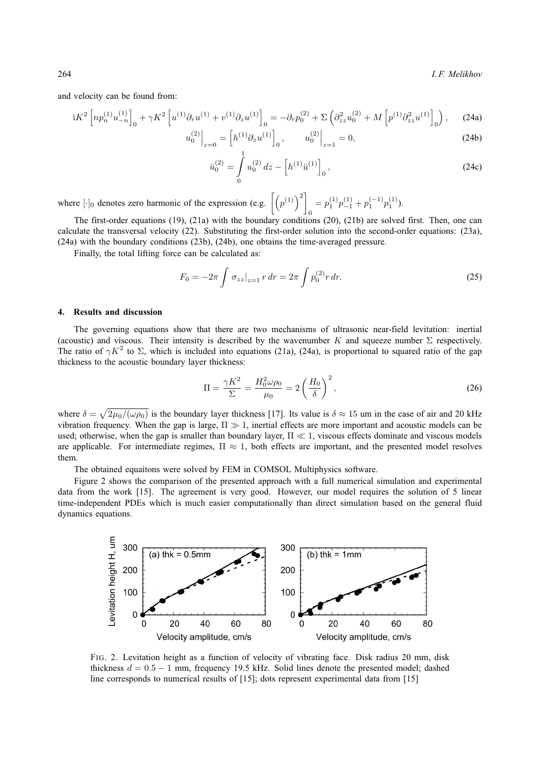and velocity can be found from:

$$\mathrm{i}K^2\left[np_n^{(1)}u_{-n}^{(1)}\right]_0+\gamma K^2\left[u^{(1)}\partial_r u^{(1)}+v^{(1)}\partial_z u^{(1)}\right]_0=-\partial_r p_0^{(2)}+\Sigma\left(\partial_{zz}^2 u_0^{(2)}+M\left[p^{(1)}\partial_{zz}^2 u^{(1)}\right]_0\right),\tag{24a}$$

$$u_0^{(2)}\Big|_{z=0}=\left[h^{(1)}\partial_z u^{(1)}\right]_0,\qquad u_0^{(2)}\Big|_{z=1}=0,\tag{24b}$$

$$\bar{u}_0^{(2)}=\int_0^1 u_0^{(2)}\,dz-\left[h^{(1)}\bar{u}^{(1)}\right]_0,\tag{24c}$$

where $[\cdot]_0$ denotes zero harmonic of the expression (e.g. $\left[\left(p^{(1)}\right)^2\right]_0=p_1^{(1)}p_{-1}^{(1)}+p_1^{(-1)}p_1^{(1)}$).

The first-order equations (19), (21a) with the boundary conditions (20), (21b) are solved first. Then, one can calculate the transversal velocity (22). Substituting the first-order solution into the second-order equations: (23a), (24a) with the boundary conditions (23b), (24b), one obtains the time-averaged pressure.

Finally, the total lifting force can be calculated as:

$$F_0=-2\pi\int \sigma_{zz}|_{z=1}\,r\,dr=2\pi\int p_0^{(2)}r\,dr.\tag{25}$$

## 4. Results and discussion

The governing equations show that there are two mechanisms of ultrasonic near-field levitation: inertial (acoustic) and viscous. Their intensity is described by the wavenumber $K$ and squeeze number $\Sigma$ respectively. The ratio of $\gamma K^2$ to $\Sigma$, which is included into equations (21a), (24a), is proportional to squared ratio of the gap thickness to the acoustic boundary layer thickness:

$$\Pi=\frac{\gamma K^2}{\Sigma}=\frac{H_0^2\omega\rho_0}{\mu_0}=2\left(\frac{H_0}{\delta}\right)^2,\tag{26}$$

where $\delta=\sqrt{2\mu_0/(\omega\rho_0)}$ is the boundary layer thickness [17]. Its value is $\delta\approx 15$ um in the case of air and 20 kHz vibration frequency. When the gap is large, $\Pi\gg 1$, inertial effects are more important and acoustic models can be used; otherwise, when the gap is smaller than boundary layer, $\Pi\ll 1$, viscous effects dominate and viscous models are applicable. For intermediate regimes, $\Pi\approx 1$, both effects are important, and the presented model resolves them.

The obtained equaitons were solved by FEM in COMSOL Multiphysics software.

Figure 2 shows the comparison of the presented approach with a full numerical simulation and experimental data from the work [15]. The agreement is very good. However, our model requires the solution of 5 linear time-independent PDEs which is much easier computationally than direct simulation based on the general fluid dynamics equations.

Levitation height H, um
(a) thk = 0.5mm
(b) thk = 1mm
Velocity amplitude, cm/s
0 20 40 60 80
0 100 200 300

FIG. 2. Levitation height as a function of velocity of vibrating face. Disk radius 20 mm, disk thickness $d=0.5-1$ mm, frequency 19.5 kHz. Solid lines denote the presented model; dashed line corresponds to numerical results of [15]; dots represent experimental data from [15]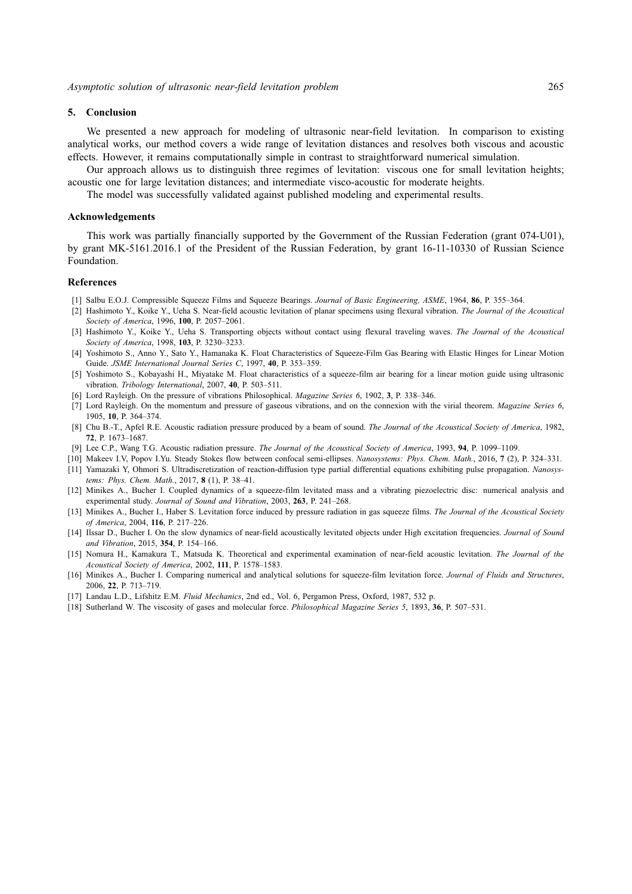## 5. Conclusion

We presented a new approach for modeling of ultrasonic near-field levitation. In comparison to existing analytical works, our method covers a wide range of levitation distances and resolves both viscous and acoustic effects. However, it remains computationally simple in contrast to straightforward numerical simulation.

Our approach allows us to distinguish three regimes of levitation: viscous one for small levitation heights; acoustic one for large levitation distances; and intermediate visco-acoustic for moderate heights.

The model was successfully validated against published modeling and experimental results.

## Acknowledgements

This work was partially financially supported by the Government of the Russian Federation (grant 074-U01), by grant MK-5161.2016.1 of the President of the Russian Federation, by grant 16-11-10330 of Russian Science Foundation.

## References

[1] Salbu E.O.J. Compressible Squeeze Films and Squeeze Bearings. *Journal of Basic Engineering, ASME*, 1964, **86**, P. 355–364.

[2] Hashimoto Y., Koike Y., Ueha S. Near-field acoustic levitation of planar specimens using flexural vibration. *The Journal of the Acoustical Society of America*, 1996, **100**, P. 2057–2061.

[3] Hashimoto Y., Koike Y., Ueha S. Transporting objects without contact using flexural traveling waves. *The Journal of the Acoustical Society of America*, 1998, **103**, P. 3230–3233.

[4] Yoshimoto S., Anno Y., Sato Y., Hamanaka K. Float Characteristics of Squeeze-Film Gas Bearing with Elastic Hinges for Linear Motion Guide. *JSME International Journal Series C*, 1997, **40**, P. 353–359.

[5] Yoshimoto S., Kobayashi H., Miyatake M. Float characteristics of a squeeze-film air bearing for a linear motion guide using ultrasonic vibration. *Tribology International*, 2007, **40**, P. 503–511.

[6] Lord Rayleigh. On the pressure of vibrations Philosophical. *Magazine Series 6*, 1902, **3**, P. 338–346.

[7] Lord Rayleigh. On the momentum and pressure of gaseous vibrations, and on the connexion with the virial theorem. *Magazine Series 6*, 1905, **10**, P. 364–374.

[8] Chu B.-T., Apfel R.E. Acoustic radiation pressure produced by a beam of sound. *The Journal of the Acoustical Society of America*, 1982, **72**, P. 1673–1687.

[9] Lee C.P., Wang T.G. Acoustic radiation pressure. *The Journal of the Acoustical Society of America*, 1993, **94**, P. 1099–1109.

[10] Makeev I.V, Popov I.Yu. Steady Stokes flow between confocal semi-ellipses. *Nanosystems: Phys. Chem. Math.*, 2016, **7** (2), P. 324–331.

[11] Yamazaki Y, Ohmori S. Ultradiscretization of reaction-diffusion type partial differential equations exhibiting pulse propagation. *Nanosystems: Phys. Chem. Math.*, 2017, **8** (1), P. 38–41.

[12] Minikes A., Bucher I. Coupled dynamics of a squeeze-film levitated mass and a vibrating piezoelectric disc: numerical analysis and experimental study. *Journal of Sound and Vibration*, 2003, **263**, P. 241–268.

[13] Minikes A., Bucher I., Haber S. Levitation force induced by pressure radiation in gas squeeze films. *The Journal of the Acoustical Society of America*, 2004, **116**, P. 217–226.

[14] Ilssar D., Bucher I. On the slow dynamics of near-field acoustically levitated objects under High excitation frequencies. *Journal of Sound and Vibration*, 2015, **354**, P. 154–166.

[15] Nomura H., Kamakura T., Matsuda K. Theoretical and experimental examination of near-field acoustic levitation. *The Journal of the Acoustical Society of America*, 2002, **111**, P. 1578–1583.

[16] Minikes A., Bucher I. Comparing numerical and analytical solutions for squeeze-film levitation force. *Journal of Fluids and Structures*, 2006, **22**, P. 713–719.

[17] Landau L.D., Lifshitz E.M. *Fluid Mechanics*, 2nd ed., Vol. 6, Pergamon Press, Oxford, 1987, 532 p.

[18] Sutherland W. The viscosity of gases and molecular force. *Philosophical Magazine Series 5*, 1893, **36**, P. 507–531.